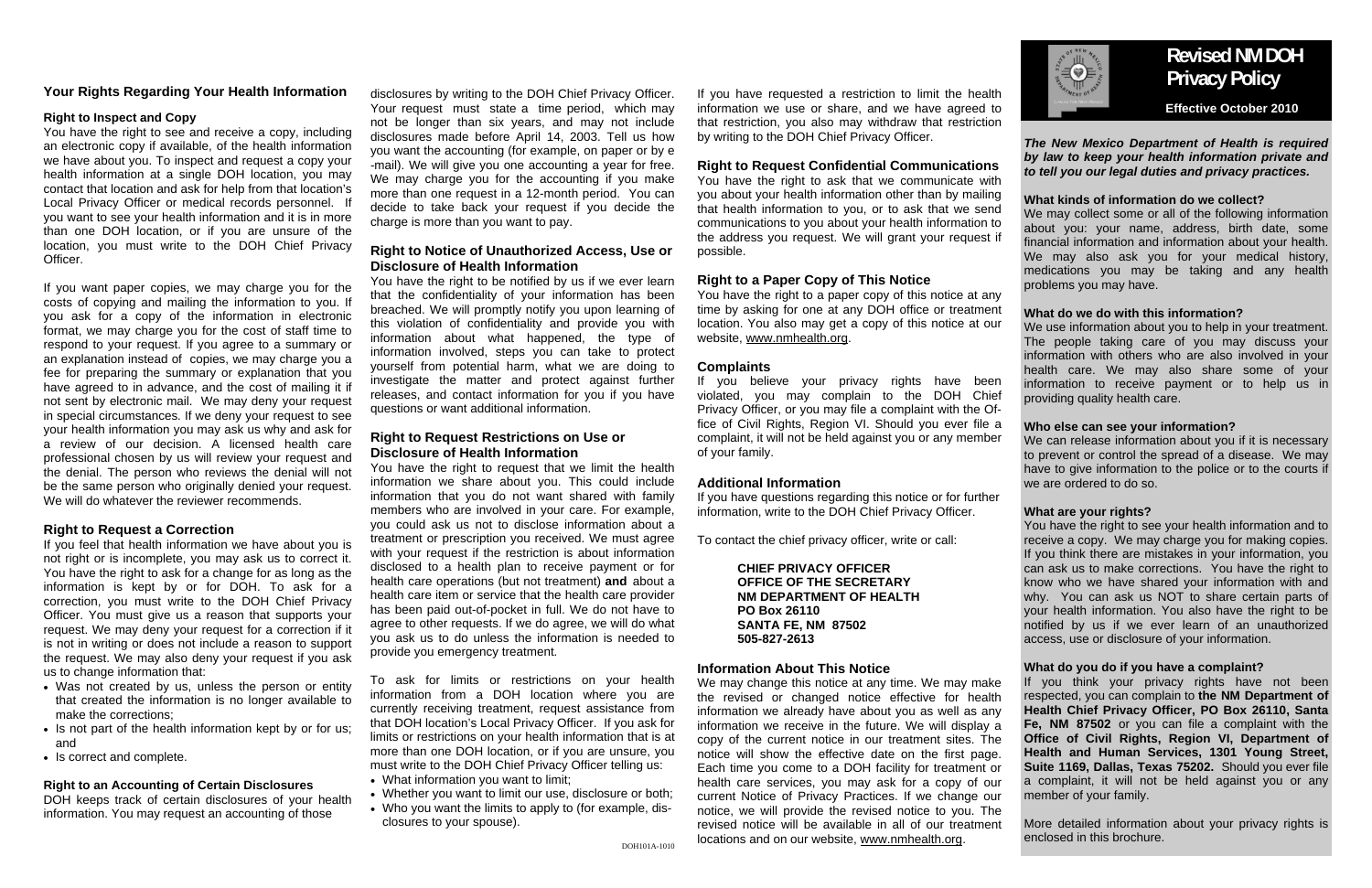## Your Rights Regarding Your Health Information

### Right to Inspect and Copy

You have the right to see and receive a copy, including an electronic copy if available, of the health information we have about you. To inspect and request a copy your health information at a single DOH location, you may contact that location and ask for help from that location's Local Privacy Officer or medical records personnel. If you want to see your health information and it is in more than one DOH location, or if you are unsure of the location, you must write to the DOH Chief Privacy Officer.

If you want paper copies, we may charge you for the costs of copying and mailing the information to you. If you ask for a copy of the information in electronic format, we may charge you for the cost of staff time to respond to your request. If you agree to a summary or an explanation instead of copies, we may charge you a fee for preparing the summary or explanation that you have agreed to in advance, and the cost of mailing it if not sent by electronic mail. We may deny your request in special circumstances. If we deny your request to see your health information you may ask us why and ask for a review of our decision. A licensed health care professional chosen by us will review your request and the denial. The person who reviews the denial will not be the same person who originally denied your request. We will do whatever the reviewer recommends.

### Right to Request a Correction

If you feel that health information we have about you is not right or is incomplete, you may ask us to correct it. You have the right to ask for a change for as long as the information is kept by or for DOH. To ask for a correction, you must write to the DOH Chief Privacy Officer. You must give us a reason that supports your request. We may deny your request for a correction if it is not in writing or does not include a reason to support the request. We may also deny your request if you ask us to change information that:

- Was not created by us, unless the person or entity that created the information is no longer available to make the corrections;
- Is not part of the health information kept by or for us; and
- Is correct and complete.

### Right to an Accounting of Certain Disclosures

DOH keeps track of certain disclosures of your health information. You may request an accounting of those disclosures by writing to the DOH Chief Privacy Officer. Your request must state a time period, which may not be longer than six years, and may not include disclosures made before April 14, 2003. Tell us how you want the accounting (for example, on paper or by e-mail). We will give you one accounting a year for free. We may charge you for the accounting if you make more than one request in a 12-month period. You can decide to take back your request if you decide the charge is more than you want to pay.

### Right to Notice of Unauthorized Access, Use or Disclosure of Health Information

You have the right to be notified by us if we ever learn that the confidentiality of your information has been breached. We will promptly notify you upon learning of this violation of confidentiality and provide you with information about what happened, the type of information involved, steps you can take to protect yourself from potential harm, what we are doing to investigate the matter and protect against further releases, and contact information for you if you have questions or want additional information.

### Right to Request Restrictions on Use or Disclosure of Health Information

You have the right to request that we limit the health information we share about you. This could include information that you do not want shared with family members who are involved in your care. For example, you could ask us not to disclose information about a treatment or prescription you received. We must agree with your request if the restriction is about information disclosed to a health plan to receive payment or for health care operations (but not treatment) **and** about a health care item or service that the health care provider has been paid out-of-pocket in full. We do not have to agree to other requests. If we do agree, we will do what you ask us to do unless the information is needed to provide you emergency treatment.

To ask for limits or restrictions on your health information from a DOH location where you are currently receiving treatment, request assistance from that DOH location's Local Privacy Officer. If you ask for limits or restrictions on your health information that is at more than one DOH location, or if you are unsure, you must write to the DOH Chief Privacy Officer telling us:

- What information you want to limit;
- Whether you want to limit our use, disclosure or both;
- Who you want the limits to apply to (for example, disclosures to your spouse).

If you have requested a restriction to limit the health information we use or share, and we have agreed to that restriction, you also may withdraw that restriction by writing to the DOH Chief Privacy Officer.

### Right to Request Confidential Communications

You have the right to ask that we communicate with you about your health information other than by mailing that health information to you, or to ask that we send communications to you about your health information to the address you request. We will grant your request if possible.

### Right to a Paper Copy of This Notice

You have the right to a paper copy of this notice at any time by asking for one at any DOH office or treatment location. You also may get a copy of this notice at our website, www.nmhealth.org.

### Complaints

If you believe your privacy rights have been violated, you may complain to the DOH Chief Privacy Officer, or you may file a complaint with the Office of Civil Rights, Region VI. Should you ever file a complaint, it will not be held against you or any member of your family.

### Additional Information

If you have questions regarding this notice or for further information, write to the DOH Chief Privacy Officer.

To contact the chief privacy officer, write or call:

**CHIEF PRIVACY OFFICER**
**OFFICE OF THE SECRETARY**
**NM DEPARTMENT OF HEALTH**
**PO Box 26110**
**SANTA FE, NM 87502**
**505-827-2613**

### Information About This Notice

We may change this notice at any time. We may make the revised or changed notice effective for health information we already have about you as well as any information we receive in the future. We will display a copy of the current notice in our treatment sites. The notice will show the effective date on the first page. Each time you come to a DOH facility for treatment or health care services, you may ask for a copy of our current Notice of Privacy Practices. If we change our notice, we will provide the revised notice to you. The revised notice will be available in all of our treatment locations and on our website, www.nmhealth.org.

DOH101A-1010

# Revised NM DOH Privacy Policy

**Effective October 2010**

***The New Mexico Department of Health is required by law to keep your health information private and to tell you our legal duties and privacy practices.***

### What kinds of information do we collect?

We may collect some or all of the following information about you: your name, address, birth date, some financial information and information about your health. We may also ask you for your medical history, medications you may be taking and any health problems you may have.

### What do we do with this information?

We use information about you to help in your treatment. The people taking care of you may discuss your information with others who are also involved in your health care. We may also share some of your information to receive payment or to help us in providing quality health care.

### Who else can see your information?

We can release information about you if it is necessary to prevent or control the spread of a disease. We may have to give information to the police or to the courts if we are ordered to do so.

### What are your rights?

You have the right to see your health information and to receive a copy. We may charge you for making copies. If you think there are mistakes in your information, you can ask us to make corrections. You have the right to know who we have shared your information with and why. You can ask us NOT to share certain parts of your health information. You also have the right to be notified by us if we ever learn of an unauthorized access, use or disclosure of your information.

### What do you do if you have a complaint?

If you think your privacy rights have not been respected, you can complain to **the NM Department of Health Chief Privacy Officer, PO Box 26110, Santa Fe, NM 87502** or you can file a complaint with the **Office of Civil Rights, Region VI, Department of Health and Human Services, 1301 Young Street, Suite 1169, Dallas, Texas 75202.** Should you ever file a complaint, it will not be held against you or any member of your family.

More detailed information about your privacy rights is enclosed in this brochure.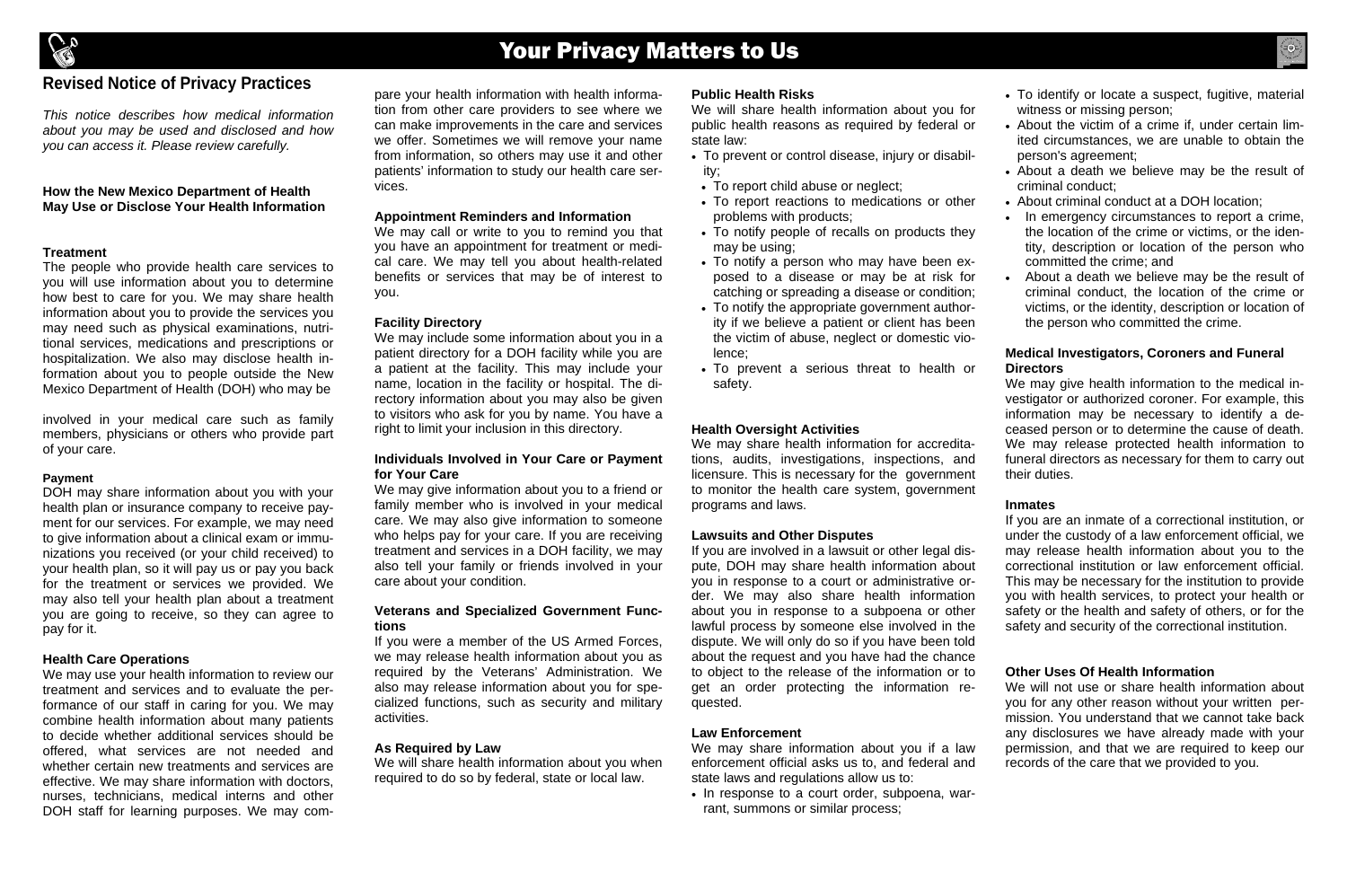# Your Privacy Matters to Us

## Revised Notice of Privacy Practices

*This notice describes how medical information about you may be used and disclosed and how you can access it. Please review carefully.*

### How the New Mexico Department of Health May Use or Disclose Your Health Information

### Treatment

The people who provide health care services to you will use information about you to determine how best to care for you. We may share health information about you to provide the services you may need such as physical examinations, nutritional services, medications and prescriptions or hospitalization. We also may disclose health information about you to people outside the New Mexico Department of Health (DOH) who may be involved in your medical care such as family members, physicians or others who provide part of your care.

#### Payment

DOH may share information about you with your health plan or insurance company to receive payment for our services. For example, we may need to give information about a clinical exam or immunizations you received (or your child received) to your health plan, so it will pay us or pay you back for the treatment or services we provided. We may also tell your health plan about a treatment you are going to receive, so they can agree to pay for it.

### Health Care Operations

We may use your health information to review our treatment and services and to evaluate the performance of our staff in caring for you. We may combine health information about many patients to decide whether additional services should be offered, what services are not needed and whether certain new treatments and services are effective. We may share information with doctors, nurses, technicians, medical interns and other DOH staff for learning purposes. We may compare your health information with health information from other care providers to see where we can make improvements in the care and services we offer. Sometimes we will remove your name from information, so others may use it and other patients' information to study our health care services.

### Appointment Reminders and Information

We may call or write to you to remind you that you have an appointment for treatment or medical care. We may tell you about health-related benefits or services that may be of interest to you.

### Facility Directory

We may include some information about you in a patient directory for a DOH facility while you are a patient at the facility. This may include your name, location in the facility or hospital. The directory information about you may also be given to visitors who ask for you by name. You have a right to limit your inclusion in this directory.

### Individuals Involved in Your Care or Payment for Your Care

We may give information about you to a friend or family member who is involved in your medical care. We may also give information to someone who helps pay for your care. If you are receiving treatment and services in a DOH facility, we may also tell your family or friends involved in your care about your condition.

### Veterans and Specialized Government Functions

If you were a member of the US Armed Forces, we may release health information about you as required by the Veterans' Administration. We also may release information about you for specialized functions, such as security and military activities.

### As Required by Law

We will share health information about you when required to do so by federal, state or local law.

### Public Health Risks

We will share health information about you for public health reasons as required by federal or state law:

- To prevent or control disease, injury or disability;
- To report child abuse or neglect;
- To report reactions to medications or other problems with products;
- To notify people of recalls on products they may be using;
- To notify a person who may have been exposed to a disease or may be at risk for catching or spreading a disease or condition;
- To notify the appropriate government authority if we believe a patient or client has been the victim of abuse, neglect or domestic violence;
- To prevent a serious threat to health or safety.

### Health Oversight Activities

We may share health information for accreditations, audits, investigations, inspections, and licensure. This is necessary for the government to monitor the health care system, government programs and laws.

### Lawsuits and Other Disputes

If you are involved in a lawsuit or other legal dispute, DOH may share health information about you in response to a court or administrative order. We may also share health information about you in response to a subpoena or other lawful process by someone else involved in the dispute. We will only do so if you have been told about the request and you have had the chance to object to the release of the information or to get an order protecting the information requested.

### Law Enforcement

We may share information about you if a law enforcement official asks us to, and federal and state laws and regulations allow us to:

- In response to a court order, subpoena, warrant, summons or similar process;
- To identify or locate a suspect, fugitive, material witness or missing person;
- About the victim of a crime if, under certain limited circumstances, we are unable to obtain the person's agreement;
- About a death we believe may be the result of criminal conduct;
- About criminal conduct at a DOH location;
- In emergency circumstances to report a crime, the location of the crime or victims, or the identity, description or location of the person who committed the crime; and
- About a death we believe may be the result of criminal conduct, the location of the crime or victims, or the identity, description or location of the person who committed the crime.

### Medical Investigators, Coroners and Funeral Directors

We may give health information to the medical investigator or authorized coroner. For example, this information may be necessary to identify a deceased person or to determine the cause of death. We may release protected health information to funeral directors as necessary for them to carry out their duties.

### Inmates

If you are an inmate of a correctional institution, or under the custody of a law enforcement official, we may release health information about you to the correctional institution or law enforcement official. This may be necessary for the institution to provide you with health services, to protect your health or safety or the health and safety of others, or for the safety and security of the correctional institution.

### Other Uses Of Health Information

We will not use or share health information about you for any other reason without your written permission. You understand that we cannot take back any disclosures we have already made with your permission, and that we are required to keep our records of the care that we provided to you.